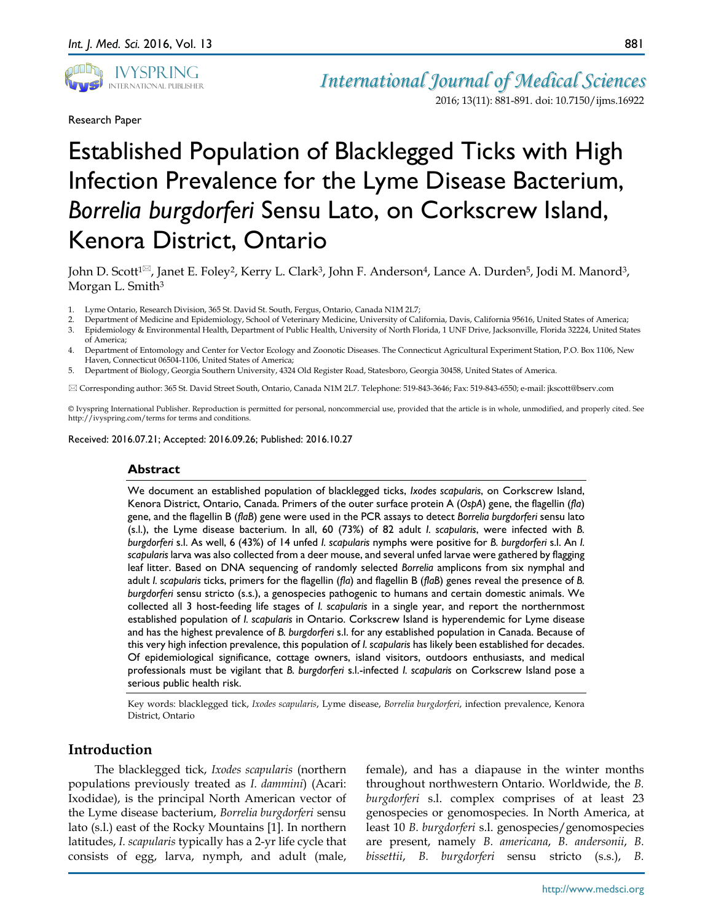Research Paper

# Established Population of Blacklegged Ticks with High Infection Prevalence for the Lyme Disease Bacterium, *Borrelia burgdorferi* Sensu Lato, on Corkscrew Island, Kenora District, Ontario

John D. Scott[1], Janet E. Foley[2], Kerry L. Clark[3], John F. Anderson[4], Lance A. Durden[5], Jodi M. Manord[3], Morgan L. Smith[3]

1. Lyme Ontario, Research Division, 365 St. David St. South, Fergus, Ontario, Canada N1M 2L7;
2. Department of Medicine and Epidemiology, School of Veterinary Medicine, University of California, Davis, California 95616, United States of America;
3. Epidemiology & Environmental Health, Department of Public Health, University of North Florida, 1 UNF Drive, Jacksonville, Florida 32224, United States of America;
4. Department of Entomology and Center for Vector Ecology and Zoonotic Diseases. The Connecticut Agricultural Experiment Station, P.O. Box 1106, New Haven, Connecticut 06504-1106, United States of America;
5. Department of Biology, Georgia Southern University, 4324 Old Register Road, Statesboro, Georgia 30458, United States of America.

✉ Corresponding author: 365 St. David Street South, Ontario, Canada N1M 2L7. Telephone: 519-843-3646; Fax: 519-843-6550; e-mail: jkscott@bserv.com

© Ivyspring International Publisher. Reproduction is permitted for personal, noncommercial use, provided that the article is in whole, unmodified, and properly cited. See http://ivyspring.com/terms for terms and conditions.

Received: 2016.07.21; Accepted: 2016.09.26; Published: 2016.10.27

## Abstract

We document an established population of blacklegged ticks, *Ixodes scapularis*, on Corkscrew Island, Kenora District, Ontario, Canada. Primers of the outer surface protein A (*OspA*) gene, the flagellin (*fla*) gene, and the flagellin B (*flaB*) gene were used in the PCR assays to detect *Borrelia burgdorferi* sensu lato (s.l.), the Lyme disease bacterium. In all, 60 (73%) of 82 adult *I. scapularis*, were infected with *B. burgdorferi* s.l. As well, 6 (43%) of 14 unfed *I. scapularis* nymphs were positive for *B. burgdorferi* s.l. An *I. scapularis* larva was also collected from a deer mouse, and several unfed larvae were gathered by flagging leaf litter. Based on DNA sequencing of randomly selected *Borrelia* amplicons from six nymphal and adult *I. scapularis* ticks, primers for the flagellin (*fla*) and flagellin B (*flaB*) genes reveal the presence of *B. burgdorferi* sensu stricto (s.s.), a genospecies pathogenic to humans and certain domestic animals. We collected all 3 host-feeding life stages of *I. scapularis* in a single year, and report the northernmost established population of *I. scapularis* in Ontario. Corkscrew Island is hyperendemic for Lyme disease and has the highest prevalence of *B. burgdorferi* s.l. for any established population in Canada. Because of this very high infection prevalence, this population of *I. scapularis* has likely been established for decades. Of epidemiological significance, cottage owners, island visitors, outdoors enthusiasts, and medical professionals must be vigilant that *B. burgdorferi* s.l.-infected *I. scapularis* on Corkscrew Island pose a serious public health risk.

Key words: blacklegged tick, *Ixodes scapularis*, Lyme disease, *Borrelia burgdorferi*, infection prevalence, Kenora District, Ontario

## Introduction

The blacklegged tick, *Ixodes scapularis* (northern populations previously treated as *I. dammini*) (Acari: Ixodidae), is the principal North American vector of the Lyme disease bacterium, *Borrelia burgdorferi* sensu lato (s.l.) east of the Rocky Mountains [1]. In northern latitudes, *I. scapularis* typically has a 2-yr life cycle that consists of egg, larva, nymph, and adult (male, female), and has a diapause in the winter months throughout northwestern Ontario. Worldwide, the *B. burgdorferi* s.l. complex comprises of at least 23 genospecies or genomospecies. In North America, at least 10 *B. burgdorferi* s.l. genospecies/genomospecies are present, namely *B. americana*, *B. andersonii*, *B. bissettii*, *B. burgdorferi* sensu stricto (s.s.), *B.*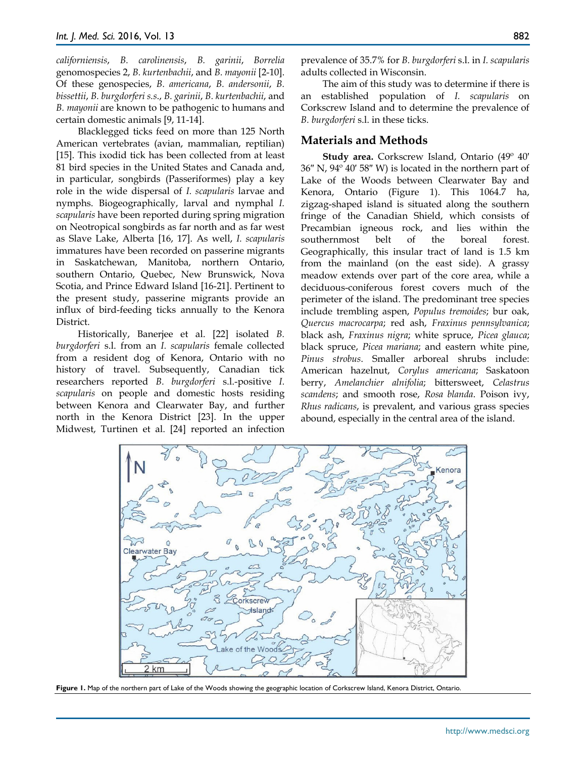*californiensis*, *B. carolinensis*, *B. garinii*, *Borrelia* genomospecies 2, *B. kurtenbachii*, and *B. mayonii* [2-10]. Of these genospecies, *B. americana*, *B. andersonii*, *B. bissettii*, *B. burgdorferi s.s.*, *B. garinii*, *B. kurtenbachii*, and *B. mayonii* are known to be pathogenic to humans and certain domestic animals [9, 11-14].

Blacklegged ticks feed on more than 125 North American vertebrates (avian, mammalian, reptilian) [15]. This ixodid tick has been collected from at least 81 bird species in the United States and Canada and, in particular, songbirds (Passeriformes) play a key role in the wide dispersal of *I. scapularis* larvae and nymphs. Biogeographically, larval and nymphal *I. scapularis* have been reported during spring migration on Neotropical songbirds as far north and as far west as Slave Lake, Alberta [16, 17]. As well, *I. scapularis* immatures have been recorded on passerine migrants in Saskatchewan, Manitoba, northern Ontario, southern Ontario, Quebec, New Brunswick, Nova Scotia, and Prince Edward Island [16-21]. Pertinent to the present study, passerine migrants provide an influx of bird-feeding ticks annually to the Kenora District.

Historically, Banerjee et al. [22] isolated *B. burgdorferi* s.l. from an *I. scapularis* female collected from a resident dog of Kenora, Ontario with no history of travel. Subsequently, Canadian tick researchers reported *B. burgdorferi* s.l.-positive *I. scapularis* on people and domestic hosts residing between Kenora and Clearwater Bay, and further north in the Kenora District [23]. In the upper Midwest, Turtinen et al. [24] reported an infection prevalence of 35.7% for *B. burgdorferi* s.l. in *I. scapularis* adults collected in Wisconsin.

The aim of this study was to determine if there is an established population of *I. scapularis* on Corkscrew Island and to determine the prevalence of *B. burgdorferi* s.l. in these ticks.

## Materials and Methods

**Study area.** Corkscrew Island, Ontario (49º 40′ 36″ N, 94º 40′ 58″ W) is located in the northern part of Lake of the Woods between Clearwater Bay and Kenora, Ontario (Figure 1). This 1064.7 ha, zigzag-shaped island is situated along the southern fringe of the Canadian Shield, which consists of Precambian igneous rock, and lies within the southernmost belt of the boreal forest. Geographically, this insular tract of land is 1.5 km from the mainland (on the east side). A grassy meadow extends over part of the core area, while a deciduous-coniferous forest covers much of the perimeter of the island. The predominant tree species include trembling aspen, *Populus tremoides*; bur oak, *Quercus macrocarpa*; red ash, *Fraxinus pennsylvanica*; black ash, *Fraxinus nigra*; white spruce, *Picea glauca*; black spruce, *Picea mariana*; and eastern white pine, *Pinus strobus*. Smaller arboreal shrubs include: American hazelnut, *Corylus americana*; Saskatoon berry, *Amelanchier alnifolia*; bittersweet, *Celastrus scandens*; and smooth rose, *Rosa blanda*. Poison ivy, *Rhus radicans*, is prevalent, and various grass species abound, especially in the central area of the island.

**Figure 1.** Map of the northern part of Lake of the Woods showing the geographic location of Corkscrew Island, Kenora District, Ontario.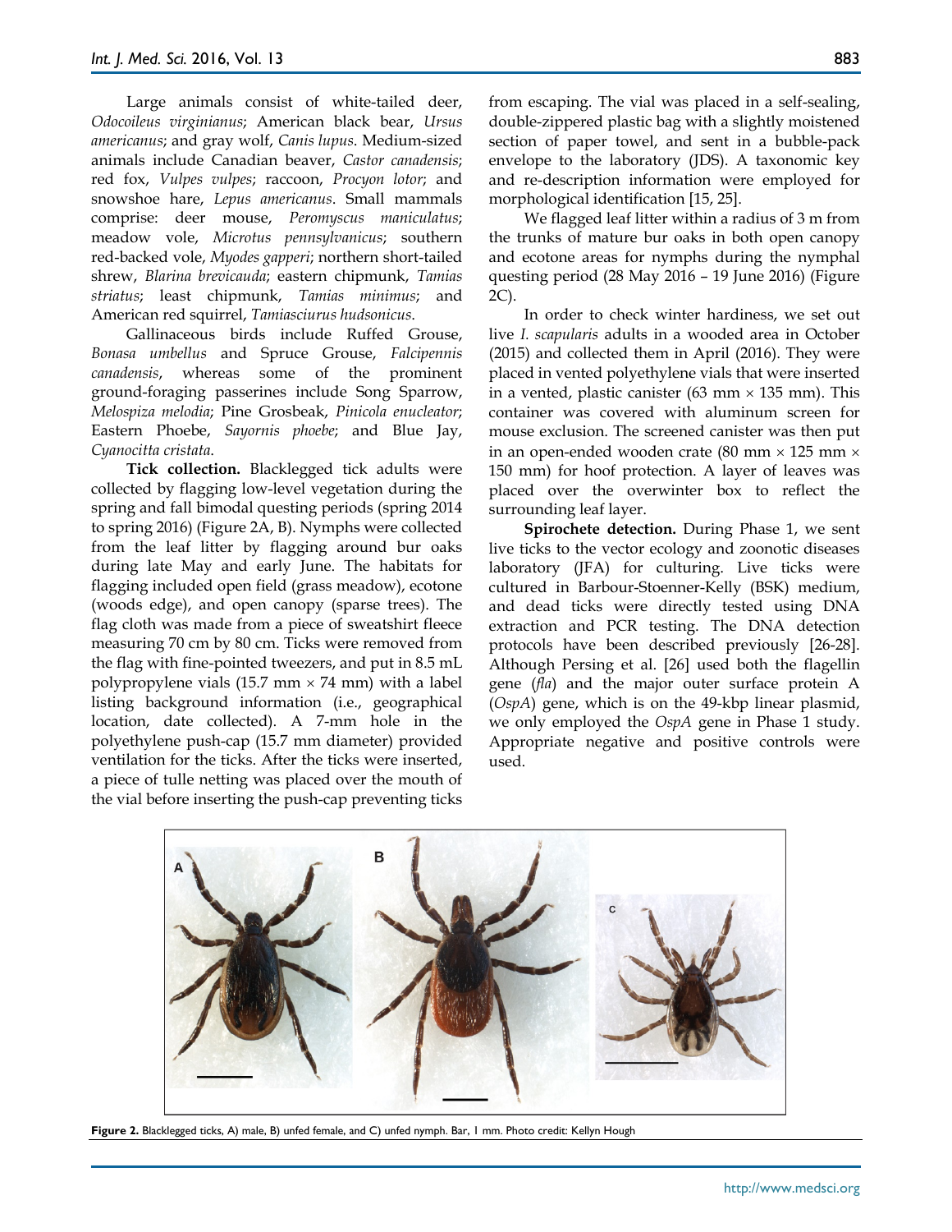Large animals consist of white-tailed deer, *Odocoileus virginianus*; American black bear, *Ursus americanus*; and gray wolf, *Canis lupus*. Medium-sized animals include Canadian beaver, *Castor canadensis*; red fox, *Vulpes vulpes*; raccoon, *Procyon lotor*; and snowshoe hare, *Lepus americanus*. Small mammals comprise: deer mouse, *Peromyscus maniculatus*; meadow vole, *Microtus pennsylvanicus*; southern red-backed vole, *Myodes gapperi*; northern short-tailed shrew, *Blarina brevicauda*; eastern chipmunk, *Tamias striatus*; least chipmunk, *Tamias minimus*; and American red squirrel, *Tamiasciurus hudsonicus*.

Gallinaceous birds include Ruffed Grouse, *Bonasa umbellus* and Spruce Grouse, *Falcipennis canadensis*, whereas some of the prominent ground-foraging passerines include Song Sparrow, *Melospiza melodia*; Pine Grosbeak, *Pinicola enucleator*; Eastern Phoebe, *Sayornis phoebe*; and Blue Jay, *Cyanocitta cristata*.

**Tick collection.** Blacklegged tick adults were collected by flagging low-level vegetation during the spring and fall bimodal questing periods (spring 2014 to spring 2016) (Figure 2A, B). Nymphs were collected from the leaf litter by flagging around bur oaks during late May and early June. The habitats for flagging included open field (grass meadow), ecotone (woods edge), and open canopy (sparse trees). The flag cloth was made from a piece of sweatshirt fleece measuring 70 cm by 80 cm. Ticks were removed from the flag with fine-pointed tweezers, and put in 8.5 mL polypropylene vials (15.7 mm × 74 mm) with a label listing background information (i.e., geographical location, date collected). A 7-mm hole in the polyethylene push-cap (15.7 mm diameter) provided ventilation for the ticks. After the ticks were inserted, a piece of tulle netting was placed over the mouth of the vial before inserting the push-cap preventing ticks from escaping. The vial was placed in a self-sealing, double-zippered plastic bag with a slightly moistened section of paper towel, and sent in a bubble-pack envelope to the laboratory (JDS). A taxonomic key and re-description information were employed for morphological identification [15, 25].

We flagged leaf litter within a radius of 3 m from the trunks of mature bur oaks in both open canopy and ecotone areas for nymphs during the nymphal questing period (28 May 2016 – 19 June 2016) (Figure 2C).

In order to check winter hardiness, we set out live *I. scapularis* adults in a wooded area in October (2015) and collected them in April (2016). They were placed in vented polyethylene vials that were inserted in a vented, plastic canister (63 mm × 135 mm). This container was covered with aluminum screen for mouse exclusion. The screened canister was then put in an open-ended wooden crate (80 mm × 125 mm × 150 mm) for hoof protection. A layer of leaves was placed over the overwinter box to reflect the surrounding leaf layer.

**Spirochete detection.** During Phase 1, we sent live ticks to the vector ecology and zoonotic diseases laboratory (JFA) for culturing. Live ticks were cultured in Barbour-Stoenner-Kelly (BSK) medium, and dead ticks were directly tested using DNA extraction and PCR testing. The DNA detection protocols have been described previously [26-28]. Although Persing et al. [26] used both the flagellin gene (*fla*) and the major outer surface protein A (*OspA*) gene, which is on the 49-kbp linear plasmid, we only employed the *OspA* gene in Phase 1 study. Appropriate negative and positive controls were used.

**Figure 2.** Blacklegged ticks, A) male, B) unfed female, and C) unfed nymph. Bar, 1 mm. Photo credit: Kellyn Hough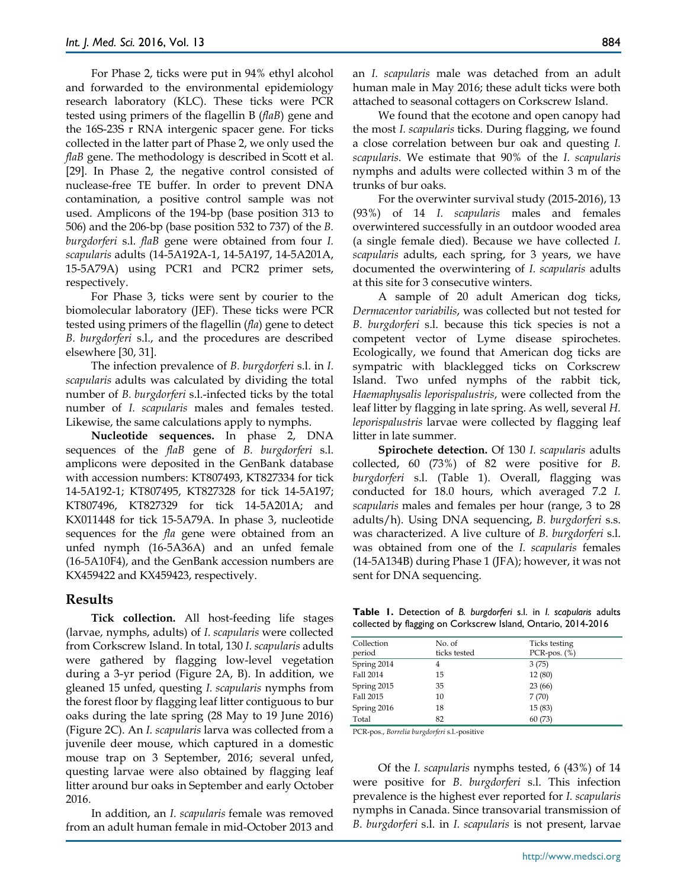For Phase 2, ticks were put in 94% ethyl alcohol and forwarded to the environmental epidemiology research laboratory (KLC). These ticks were PCR tested using primers of the flagellin B (*flaB*) gene and the 16S-23S r RNA intergenic spacer gene. For ticks collected in the latter part of Phase 2, we only used the *flaB* gene. The methodology is described in Scott et al. [29]. In Phase 2, the negative control consisted of nuclease-free TE buffer. In order to prevent DNA contamination, a positive control sample was not used. Amplicons of the 194-bp (base position 313 to 506) and the 206-bp (base position 532 to 737) of the *B. burgdorferi* s.l. *flaB* gene were obtained from four *I. scapularis* adults (14-5A192A-1, 14-5A197, 14-5A201A, 15-5A79A) using PCR1 and PCR2 primer sets, respectively.

For Phase 3, ticks were sent by courier to the biomolecular laboratory (JEF). These ticks were PCR tested using primers of the flagellin (*fla*) gene to detect *B. burgdorferi* s.l., and the procedures are described elsewhere [30, 31].

The infection prevalence of *B. burgdorferi* s.l. in *I. scapularis* adults was calculated by dividing the total number of *B. burgdorferi* s.l.-infected ticks by the total number of *I. scapularis* males and females tested. Likewise, the same calculations apply to nymphs.

**Nucleotide sequences.** In phase 2, DNA sequences of the *flaB* gene of *B. burgdorferi* s.l. amplicons were deposited in the GenBank database with accession numbers: KT807493, KT827334 for tick 14-5A192-1; KT807495, KT827328 for tick 14-5A197; KT807496, KT827329 for tick 14-5A201A; and KX011448 for tick 15-5A79A. In phase 3, nucleotide sequences for the *fla* gene were obtained from an unfed nymph (16-5A36A) and an unfed female (16-5A10F4), and the GenBank accession numbers are KX459422 and KX459423, respectively.

## Results

**Tick collection.** All host-feeding life stages (larvae, nymphs, adults) of *I. scapularis* were collected from Corkscrew Island. In total, 130 *I. scapularis* adults were gathered by flagging low-level vegetation during a 3-yr period (Figure 2A, B). In addition, we gleaned 15 unfed, questing *I. scapularis* nymphs from the forest floor by flagging leaf litter contiguous to bur oaks during the late spring (28 May to 19 June 2016) (Figure 2C). An *I. scapularis* larva was collected from a juvenile deer mouse, which captured in a domestic mouse trap on 3 September, 2016; several unfed, questing larvae were also obtained by flagging leaf litter around bur oaks in September and early October 2016.

In addition, an *I. scapularis* female was removed from an adult human female in mid-October 2013 and an *I. scapularis* male was detached from an adult human male in May 2016; these adult ticks were both attached to seasonal cottagers on Corkscrew Island.

We found that the ecotone and open canopy had the most *I. scapularis* ticks. During flagging, we found a close correlation between bur oak and questing *I. scapularis*. We estimate that 90% of the *I. scapularis* nymphs and adults were collected within 3 m of the trunks of bur oaks.

For the overwinter survival study (2015-2016), 13 (93%) of 14 *I. scapularis* males and females overwintered successfully in an outdoor wooded area (a single female died). Because we have collected *I. scapularis* adults, each spring, for 3 years, we have documented the overwintering of *I. scapularis* adults at this site for 3 consecutive winters.

A sample of 20 adult American dog ticks, *Dermacentor variabilis*, was collected but not tested for *B. burgdorferi* s.l. because this tick species is not a competent vector of Lyme disease spirochetes. Ecologically, we found that American dog ticks are sympatric with blacklegged ticks on Corkscrew Island. Two unfed nymphs of the rabbit tick, *Haemaphysalis leporispalustris*, were collected from the leaf litter by flagging in late spring. As well, several *H. leporispalustris* larvae were collected by flagging leaf litter in late summer.

**Spirochete detection.** Of 130 *I. scapularis* adults collected, 60 (73%) of 82 were positive for *B. burgdorferi* s.l. (Table 1). Overall, flagging was conducted for 18.0 hours, which averaged 7.2 *I. scapularis* males and females per hour (range, 3 to 28 adults/h). Using DNA sequencing, *B. burgdorferi* s.s. was characterized. A live culture of *B. burgdorferi* s.l. was obtained from one of the *I. scapularis* females (14-5A134B) during Phase 1 (JFA); however, it was not sent for DNA sequencing.

**Table 1.** Detection of *B. burgdorferi* s.l. in *I. scapularis* adults collected by flagging on Corkscrew Island, Ontario, 2014-2016

| Collection period | No. of ticks tested | Ticks testing PCR-pos. (%) |
|---|---|---|
| Spring 2014 | 4 | 3 (75) |
| Fall 2014 | 15 | 12 (80) |
| Spring 2015 | 35 | 23 (66) |
| Fall 2015 | 10 | 7 (70) |
| Spring 2016 | 18 | 15 (83) |
| Total | 82 | 60 (73) |

PCR-pos., *Borrelia burgdorferi* s.l.-positive

Of the *I. scapularis* nymphs tested, 6 (43%) of 14 were positive for *B. burgdorferi* s.l. This infection prevalence is the highest ever reported for *I. scapularis* nymphs in Canada. Since transovarial transmission of *B. burgdorferi* s.l. in *I. scapularis* is not present, larvae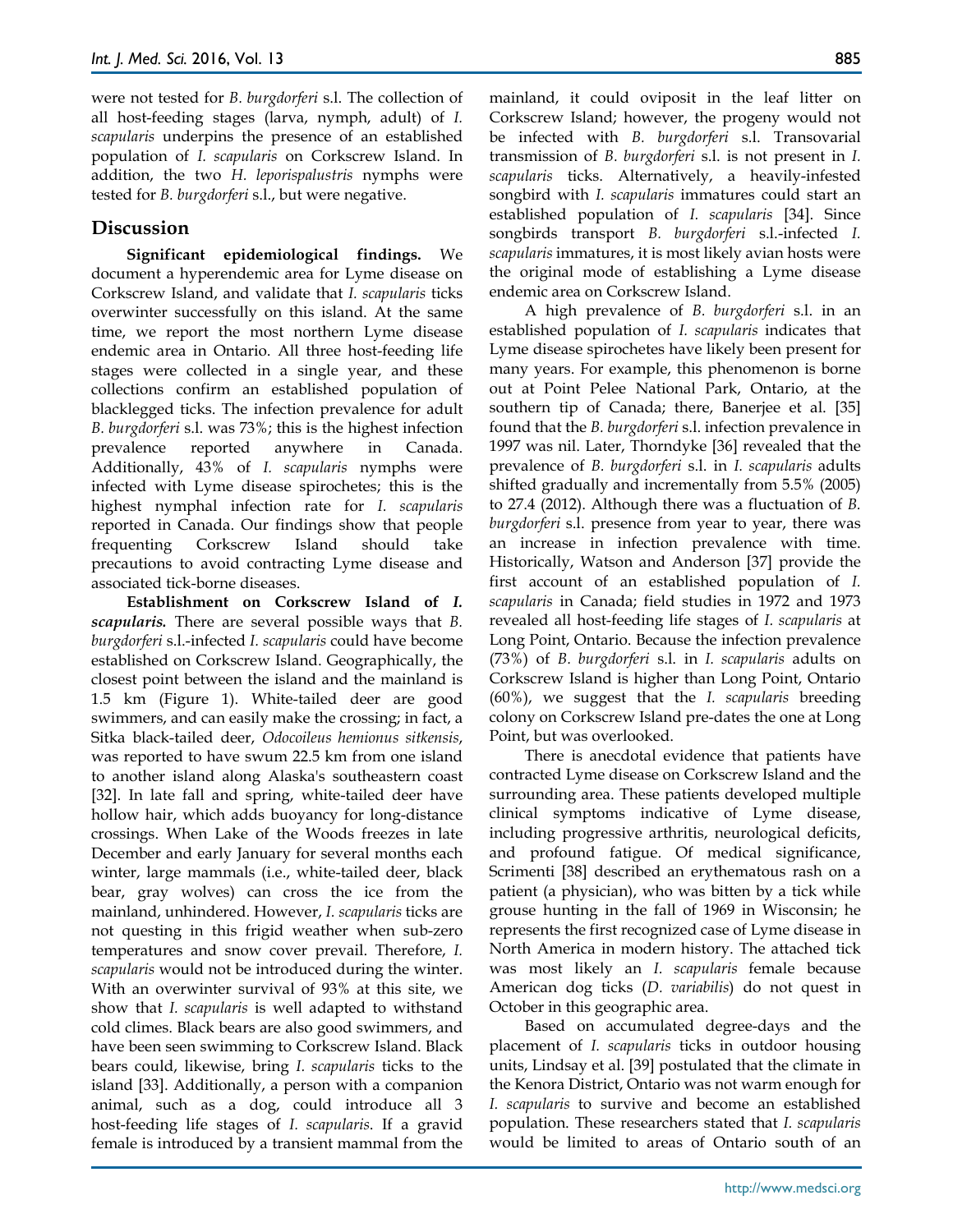were not tested for *B. burgdorferi* s.l. The collection of all host-feeding stages (larva, nymph, adult) of *I. scapularis* underpins the presence of an established population of *I. scapularis* on Corkscrew Island. In addition, the two *H. leporispalustris* nymphs were tested for *B. burgdorferi* s.l., but were negative.

## Discussion

**Significant epidemiological findings.** We document a hyperendemic area for Lyme disease on Corkscrew Island, and validate that *I. scapularis* ticks overwinter successfully on this island. At the same time, we report the most northern Lyme disease endemic area in Ontario. All three host-feeding life stages were collected in a single year, and these collections confirm an established population of blacklegged ticks. The infection prevalence for adult *B. burgdorferi* s.l. was 73%; this is the highest infection prevalence reported anywhere in Canada. Additionally, 43% of *I. scapularis* nymphs were infected with Lyme disease spirochetes; this is the highest nymphal infection rate for *I. scapularis* reported in Canada. Our findings show that people frequenting Corkscrew Island should take precautions to avoid contracting Lyme disease and associated tick-borne diseases.

**Establishment on Corkscrew Island of *I. scapularis*.** There are several possible ways that *B. burgdorferi* s.l.-infected *I. scapularis* could have become established on Corkscrew Island. Geographically, the closest point between the island and the mainland is 1.5 km (Figure 1). White-tailed deer are good swimmers, and can easily make the crossing; in fact, a Sitka black-tailed deer, *Odocoileus hemionus sitkensis*, was reported to have swum 22.5 km from one island to another island along Alaska's southeastern coast [32]. In late fall and spring, white-tailed deer have hollow hair, which adds buoyancy for long-distance crossings. When Lake of the Woods freezes in late December and early January for several months each winter, large mammals (i.e., white-tailed deer, black bear, gray wolves) can cross the ice from the mainland, unhindered. However, *I. scapularis* ticks are not questing in this frigid weather when sub-zero temperatures and snow cover prevail. Therefore, *I. scapularis* would not be introduced during the winter. With an overwinter survival of 93% at this site, we show that *I. scapularis* is well adapted to withstand cold climes. Black bears are also good swimmers, and have been seen swimming to Corkscrew Island. Black bears could, likewise, bring *I. scapularis* ticks to the island [33]. Additionally, a person with a companion animal, such as a dog, could introduce all 3 host-feeding life stages of *I. scapularis*. If a gravid female is introduced by a transient mammal from the mainland, it could oviposit in the leaf litter on Corkscrew Island; however, the progeny would not be infected with *B. burgdorferi* s.l. Transovarial transmission of *B. burgdorferi* s.l. is not present in *I. scapularis* ticks. Alternatively, a heavily-infested songbird with *I. scapularis* immatures could start an established population of *I. scapularis* [34]. Since songbirds transport *B. burgdorferi* s.l.-infected *I. scapularis* immatures, it is most likely avian hosts were the original mode of establishing a Lyme disease endemic area on Corkscrew Island.

A high prevalence of *B. burgdorferi* s.l. in an established population of *I. scapularis* indicates that Lyme disease spirochetes have likely been present for many years. For example, this phenomenon is borne out at Point Pelee National Park, Ontario, at the southern tip of Canada; there, Banerjee et al. [35] found that the *B. burgdorferi* s.l. infection prevalence in 1997 was nil. Later, Thorndyke [36] revealed that the prevalence of *B. burgdorferi* s.l. in *I. scapularis* adults shifted gradually and incrementally from 5.5% (2005) to 27.4 (2012). Although there was a fluctuation of *B. burgdorferi* s.l. presence from year to year, there was an increase in infection prevalence with time. Historically, Watson and Anderson [37] provide the first account of an established population of *I. scapularis* in Canada; field studies in 1972 and 1973 revealed all host-feeding life stages of *I. scapularis* at Long Point, Ontario. Because the infection prevalence (73%) of *B. burgdorferi* s.l. in *I. scapularis* adults on Corkscrew Island is higher than Long Point, Ontario (60%), we suggest that the *I. scapularis* breeding colony on Corkscrew Island pre-dates the one at Long Point, but was overlooked.

There is anecdotal evidence that patients have contracted Lyme disease on Corkscrew Island and the surrounding area. These patients developed multiple clinical symptoms indicative of Lyme disease, including progressive arthritis, neurological deficits, and profound fatigue. Of medical significance, Scrimenti [38] described an erythematous rash on a patient (a physician), who was bitten by a tick while grouse hunting in the fall of 1969 in Wisconsin; he represents the first recognized case of Lyme disease in North America in modern history. The attached tick was most likely an *I. scapularis* female because American dog ticks (*D. variabilis*) do not quest in October in this geographic area.

Based on accumulated degree-days and the placement of *I. scapularis* ticks in outdoor housing units, Lindsay et al. [39] postulated that the climate in the Kenora District, Ontario was not warm enough for *I. scapularis* to survive and become an established population. These researchers stated that *I. scapularis* would be limited to areas of Ontario south of an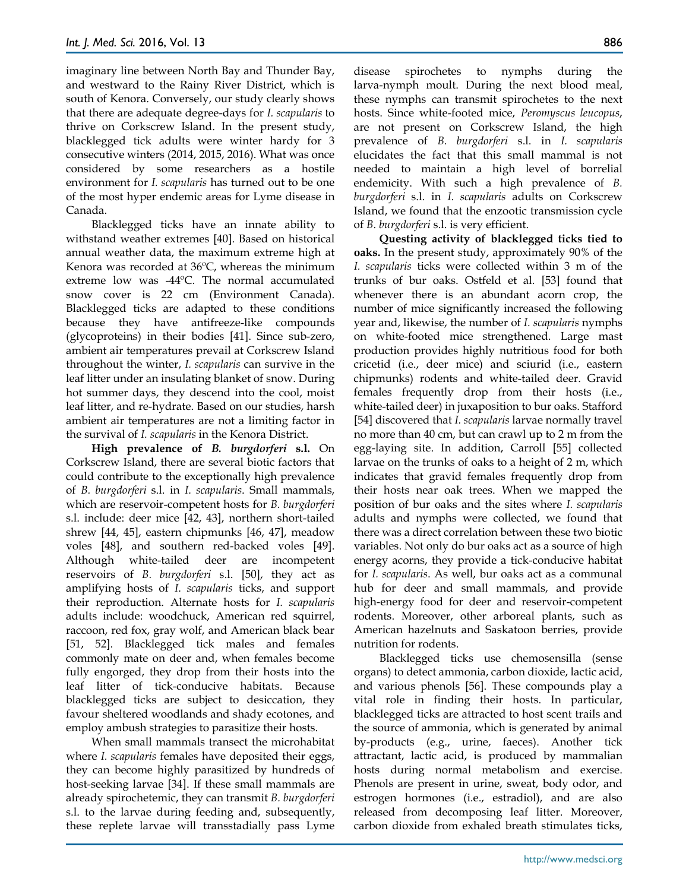imaginary line between North Bay and Thunder Bay, and westward to the Rainy River District, which is south of Kenora. Conversely, our study clearly shows that there are adequate degree-days for *I. scapularis* to thrive on Corkscrew Island. In the present study, blacklegged tick adults were winter hardy for 3 consecutive winters (2014, 2015, 2016). What was once considered by some researchers as a hostile environment for *I. scapularis* has turned out to be one of the most hyper endemic areas for Lyme disease in Canada.

Blacklegged ticks have an innate ability to withstand weather extremes [40]. Based on historical annual weather data, the maximum extreme high at Kenora was recorded at 36ºC, whereas the minimum extreme low was -44ºC. The normal accumulated snow cover is 22 cm (Environment Canada). Blacklegged ticks are adapted to these conditions because they have antifreeze-like compounds (glycoproteins) in their bodies [41]. Since sub-zero, ambient air temperatures prevail at Corkscrew Island throughout the winter, *I. scapularis* can survive in the leaf litter under an insulating blanket of snow. During hot summer days, they descend into the cool, moist leaf litter, and re-hydrate. Based on our studies, harsh ambient air temperatures are not a limiting factor in the survival of *I. scapularis* in the Kenora District.

**High prevalence of *B. burgdorferi* s.l.** On Corkscrew Island, there are several biotic factors that could contribute to the exceptionally high prevalence of *B. burgdorferi* s.l. in *I. scapularis*. Small mammals, which are reservoir-competent hosts for *B. burgdorferi* s.l. include: deer mice [42, 43], northern short-tailed shrew [44, 45], eastern chipmunks [46, 47], meadow voles [48], and southern red-backed voles [49]. Although white-tailed deer are incompetent reservoirs of *B. burgdorferi* s.l. [50], they act as amplifying hosts of *I. scapularis* ticks, and support their reproduction. Alternate hosts for *I. scapularis* adults include: woodchuck, American red squirrel, raccoon, red fox, gray wolf, and American black bear [51, 52]. Blacklegged tick males and females commonly mate on deer and, when females become fully engorged, they drop from their hosts into the leaf litter of tick-conducive habitats. Because blacklegged ticks are subject to desiccation, they favour sheltered woodlands and shady ecotones, and employ ambush strategies to parasitize their hosts.

When small mammals transect the microhabitat where *I. scapularis* females have deposited their eggs, they can become highly parasitized by hundreds of host-seeking larvae [34]. If these small mammals are already spirochetemic, they can transmit *B. burgdorferi* s.l. to the larvae during feeding and, subsequently, these replete larvae will transstadially pass Lyme disease spirochetes to nymphs during the larva-nymph moult. During the next blood meal, these nymphs can transmit spirochetes to the next hosts. Since white-footed mice, *Peromyscus leucopus*, are not present on Corkscrew Island, the high prevalence of *B. burgdorferi* s.l. in *I. scapularis* elucidates the fact that this small mammal is not needed to maintain a high level of borrelial endemicity. With such a high prevalence of *B. burgdorferi* s.l. in *I. scapularis* adults on Corkscrew Island, we found that the enzootic transmission cycle of *B. burgdorferi* s.l. is very efficient.

**Questing activity of blacklegged ticks tied to oaks.** In the present study, approximately 90% of the *I. scapularis* ticks were collected within 3 m of the trunks of bur oaks. Ostfeld et al. [53] found that whenever there is an abundant acorn crop, the number of mice significantly increased the following year and, likewise, the number of *I. scapularis* nymphs on white-footed mice strengthened. Large mast production provides highly nutritious food for both cricetid (i.e., deer mice) and sciurid (i.e., eastern chipmunks) rodents and white-tailed deer. Gravid females frequently drop from their hosts (i.e., white-tailed deer) in juxaposition to bur oaks. Stafford [54] discovered that *I. scapularis* larvae normally travel no more than 40 cm, but can crawl up to 2 m from the egg-laying site. In addition, Carroll [55] collected larvae on the trunks of oaks to a height of 2 m, which indicates that gravid females frequently drop from their hosts near oak trees. When we mapped the position of bur oaks and the sites where *I. scapularis* adults and nymphs were collected, we found that there was a direct correlation between these two biotic variables. Not only do bur oaks act as a source of high energy acorns, they provide a tick-conducive habitat for *I. scapularis*. As well, bur oaks act as a communal hub for deer and small mammals, and provide high-energy food for deer and reservoir-competent rodents. Moreover, other arboreal plants, such as American hazelnuts and Saskatoon berries, provide nutrition for rodents.

Blacklegged ticks use chemosensilla (sense organs) to detect ammonia, carbon dioxide, lactic acid, and various phenols [56]. These compounds play a vital role in finding their hosts. In particular, blacklegged ticks are attracted to host scent trails and the source of ammonia, which is generated by animal by-products (e.g., urine, faeces). Another tick attractant, lactic acid, is produced by mammalian hosts during normal metabolism and exercise. Phenols are present in urine, sweat, body odor, and estrogen hormones (i.e., estradiol), and are also released from decomposing leaf litter. Moreover, carbon dioxide from exhaled breath stimulates ticks,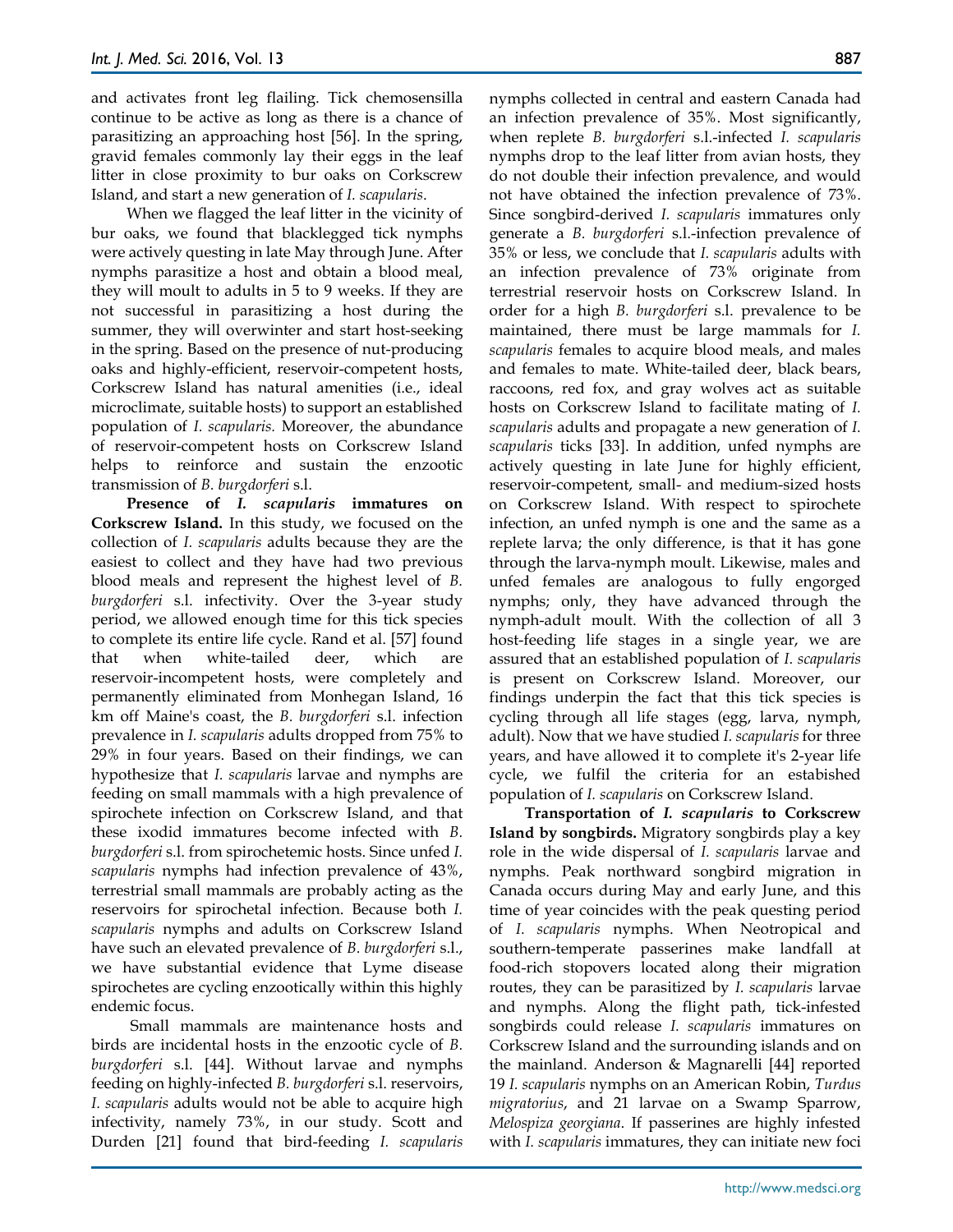and activates front leg flailing. Tick chemosensilla continue to be active as long as there is a chance of parasitizing an approaching host [56]. In the spring, gravid females commonly lay their eggs in the leaf litter in close proximity to bur oaks on Corkscrew Island, and start a new generation of *I. scapularis*.

When we flagged the leaf litter in the vicinity of bur oaks, we found that blacklegged tick nymphs were actively questing in late May through June. After nymphs parasitize a host and obtain a blood meal, they will moult to adults in 5 to 9 weeks. If they are not successful in parasitizing a host during the summer, they will overwinter and start host-seeking in the spring. Based on the presence of nut-producing oaks and highly-efficient, reservoir-competent hosts, Corkscrew Island has natural amenities (i.e., ideal microclimate, suitable hosts) to support an established population of *I. scapularis.* Moreover, the abundance of reservoir-competent hosts on Corkscrew Island helps to reinforce and sustain the enzootic transmission of *B. burgdorferi* s.l.

**Presence of *I. scapularis* immatures on Corkscrew Island.** In this study, we focused on the collection of *I. scapularis* adults because they are the easiest to collect and they have had two previous blood meals and represent the highest level of *B. burgdorferi* s.l. infectivity. Over the 3-year study period, we allowed enough time for this tick species to complete its entire life cycle. Rand et al. [57] found that when white-tailed deer, which are reservoir-incompetent hosts, were completely and permanently eliminated from Monhegan Island, 16 km off Maine's coast, the *B. burgdorferi* s.l. infection prevalence in *I. scapularis* adults dropped from 75% to 29% in four years. Based on their findings, we can hypothesize that *I. scapularis* larvae and nymphs are feeding on small mammals with a high prevalence of spirochete infection on Corkscrew Island, and that these ixodid immatures become infected with *B. burgdorferi* s.l. from spirochetemic hosts. Since unfed *I. scapularis* nymphs had infection prevalence of 43%, terrestrial small mammals are probably acting as the reservoirs for spirochetal infection. Because both *I. scapularis* nymphs and adults on Corkscrew Island have such an elevated prevalence of *B. burgdorferi* s.l., we have substantial evidence that Lyme disease spirochetes are cycling enzootically within this highly endemic focus.

Small mammals are maintenance hosts and birds are incidental hosts in the enzootic cycle of *B. burgdorferi* s.l. [44]. Without larvae and nymphs feeding on highly-infected *B. burgdorferi* s.l. reservoirs, *I. scapularis* adults would not be able to acquire high infectivity, namely 73%, in our study. Scott and Durden [21] found that bird-feeding *I. scapularis* nymphs collected in central and eastern Canada had an infection prevalence of 35%. Most significantly, when replete *B. burgdorferi* s.l.-infected *I. scapularis* nymphs drop to the leaf litter from avian hosts, they do not double their infection prevalence, and would not have obtained the infection prevalence of 73%. Since songbird-derived *I. scapularis* immatures only generate a *B. burgdorferi* s.l.-infection prevalence of 35% or less, we conclude that *I. scapularis* adults with an infection prevalence of 73% originate from terrestrial reservoir hosts on Corkscrew Island. In order for a high *B. burgdorferi* s.l. prevalence to be maintained, there must be large mammals for *I. scapularis* females to acquire blood meals, and males and females to mate. White-tailed deer, black bears, raccoons, red fox, and gray wolves act as suitable hosts on Corkscrew Island to facilitate mating of *I. scapularis* adults and propagate a new generation of *I. scapularis* ticks [33]. In addition, unfed nymphs are actively questing in late June for highly efficient, reservoir-competent, small- and medium-sized hosts on Corkscrew Island. With respect to spirochete infection, an unfed nymph is one and the same as a replete larva; the only difference, is that it has gone through the larva-nymph moult. Likewise, males and unfed females are analogous to fully engorged nymphs; only, they have advanced through the nymph-adult moult. With the collection of all 3 host-feeding life stages in a single year, we are assured that an established population of *I. scapularis* is present on Corkscrew Island. Moreover, our findings underpin the fact that this tick species is cycling through all life stages (egg, larva, nymph, adult). Now that we have studied *I. scapularis* for three years, and have allowed it to complete it's 2-year life cycle, we fulfil the criteria for an estabished population of *I. scapularis* on Corkscrew Island.

**Transportation of *I. scapularis* to Corkscrew Island by songbirds.** Migratory songbirds play a key role in the wide dispersal of *I. scapularis* larvae and nymphs. Peak northward songbird migration in Canada occurs during May and early June, and this time of year coincides with the peak questing period of *I. scapularis* nymphs. When Neotropical and southern-temperate passerines make landfall at food-rich stopovers located along their migration routes, they can be parasitized by *I. scapularis* larvae and nymphs. Along the flight path, tick-infested songbirds could release *I. scapularis* immatures on Corkscrew Island and the surrounding islands and on the mainland. Anderson & Magnarelli [44] reported 19 *I. scapularis* nymphs on an American Robin, *Turdus migratorius*, and 21 larvae on a Swamp Sparrow, *Melospiza georgiana*. If passerines are highly infested with *I. scapularis* immatures, they can initiate new foci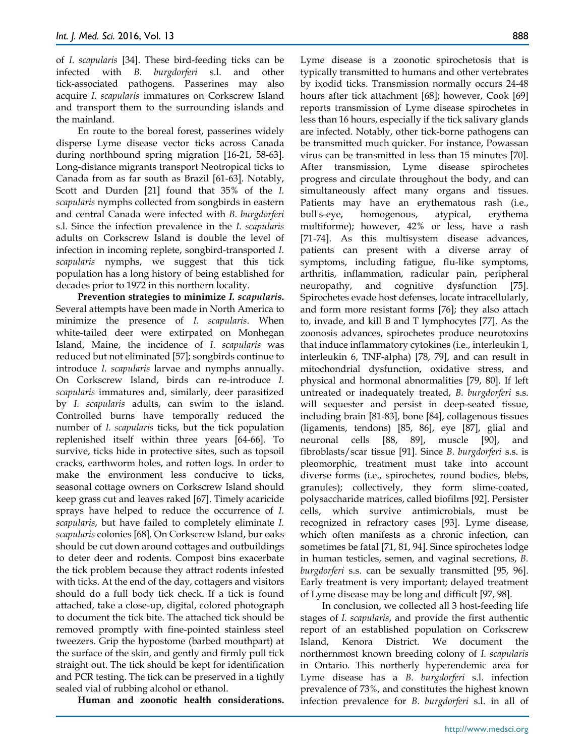of *I. scapularis* [34]. These bird-feeding ticks can be infected with *B. burgdorferi* s.l. and other tick-associated pathogens. Passerines may also acquire *I. scapularis* immatures on Corkscrew Island and transport them to the surrounding islands and the mainland.

En route to the boreal forest, passerines widely disperse Lyme disease vector ticks across Canada during northbound spring migration [16-21, 58-63]. Long-distance migrants transport Neotropical ticks to Canada from as far south as Brazil [61-63]. Notably, Scott and Durden [21] found that 35% of the *I. scapularis* nymphs collected from songbirds in eastern and central Canada were infected with *B. burgdorferi* s.l. Since the infection prevalence in the *I. scapularis* adults on Corkscrew Island is double the level of infection in incoming replete, songbird-transported *I. scapularis* nymphs, we suggest that this tick population has a long history of being established for decades prior to 1972 in this northern locality.

**Prevention strategies to minimize *I. scapularis*.** Several attempts have been made in North America to minimize the presence of *I. scapularis*. When white-tailed deer were extirpated on Monhegan Island, Maine, the incidence of *I. scapularis* was reduced but not eliminated [57]; songbirds continue to introduce *I. scapularis* larvae and nymphs annually. On Corkscrew Island, birds can re-introduce *I. scapularis* immatures and, similarly, deer parasitized by *I. scapularis* adults, can swim to the island. Controlled burns have temporally reduced the number of *I. scapularis* ticks, but the tick population replenished itself within three years [64-66]. To survive, ticks hide in protective sites, such as topsoil cracks, earthworm holes, and rotten logs. In order to make the environment less conducive to ticks, seasonal cottage owners on Corkscrew Island should keep grass cut and leaves raked [67]. Timely acaricide sprays have helped to reduce the occurrence of *I. scapularis*, but have failed to completely eliminate *I. scapularis* colonies [68]. On Corkscrew Island, bur oaks should be cut down around cottages and outbuildings to deter deer and rodents. Compost bins exacerbate the tick problem because they attract rodents infested with ticks. At the end of the day, cottagers and visitors should do a full body tick check. If a tick is found attached, take a close-up, digital, colored photograph to document the tick bite. The attached tick should be removed promptly with fine-pointed stainless steel tweezers. Grip the hypostome (barbed mouthpart) at the surface of the skin, and gently and firmly pull tick straight out. The tick should be kept for identification and PCR testing. The tick can be preserved in a tightly sealed vial of rubbing alcohol or ethanol.

**Human and zoonotic health considerations.** Lyme disease is a zoonotic spirochetosis that is typically transmitted to humans and other vertebrates by ixodid ticks. Transmission normally occurs 24-48 hours after tick attachment [68]; however, Cook [69] reports transmission of Lyme disease spirochetes in less than 16 hours, especially if the tick salivary glands are infected. Notably, other tick-borne pathogens can be transmitted much quicker. For instance, Powassan virus can be transmitted in less than 15 minutes [70]. After transmission, Lyme disease spirochetes progress and circulate throughout the body, and can simultaneously affect many organs and tissues. Patients may have an erythematous rash (i.e., bull's-eye, homogenous, atypical, erythema multiforme); however, 42% or less, have a rash [71-74]. As this multisystem disease advances, patients can present with a diverse array of symptoms, including fatigue, flu-like symptoms, arthritis, inflammation, radicular pain, peripheral neuropathy, and cognitive dysfunction [75]. Spirochetes evade host defenses, locate intracellularly, and form more resistant forms [76]; they also attach to, invade, and kill B and T lymphocytes [77]. As the zoonosis advances, spirochetes produce neurotoxins that induce inflammatory cytokines (i.e., interleukin 1, interleukin 6, TNF-alpha) [78, 79], and can result in mitochondrial dysfunction, oxidative stress, and physical and hormonal abnormalities [79, 80]. If left untreated or inadequately treated, *B. burgdorferi* s.s. will sequester and persist in deep-seated tissue, including brain [81-83], bone [84], collagenous tissues (ligaments, tendons) [85, 86], eye [87], glial and neuronal cells [88, 89], muscle [90], and fibroblasts/scar tissue [91]. Since *B. burgdorferi* s.s. is pleomorphic, treatment must take into account diverse forms (i.e., spirochetes, round bodies, blebs, granules); collectively, they form slime-coated, polysaccharide matrices, called biofilms [92]. Persister cells, which survive antimicrobials, must be recognized in refractory cases [93]. Lyme disease, which often manifests as a chronic infection, can sometimes be fatal [71, 81, 94]. Since spirochetes lodge in human testicles, semen, and vaginal secretions, *B. burgdorferi* s.s. can be sexually transmitted [95, 96]. Early treatment is very important; delayed treatment of Lyme disease may be long and difficult [97, 98].

In conclusion, we collected all 3 host-feeding life stages of *I. scapularis*, and provide the first authentic report of an established population on Corkscrew Island, Kenora District. We document the northernmost known breeding colony of *I. scapularis* in Ontario. This northerly hyperendemic area for Lyme disease has a *B. burgdorferi* s.l. infection prevalence of 73%, and constitutes the highest known infection prevalence for *B. burgdorferi* s.l. in all of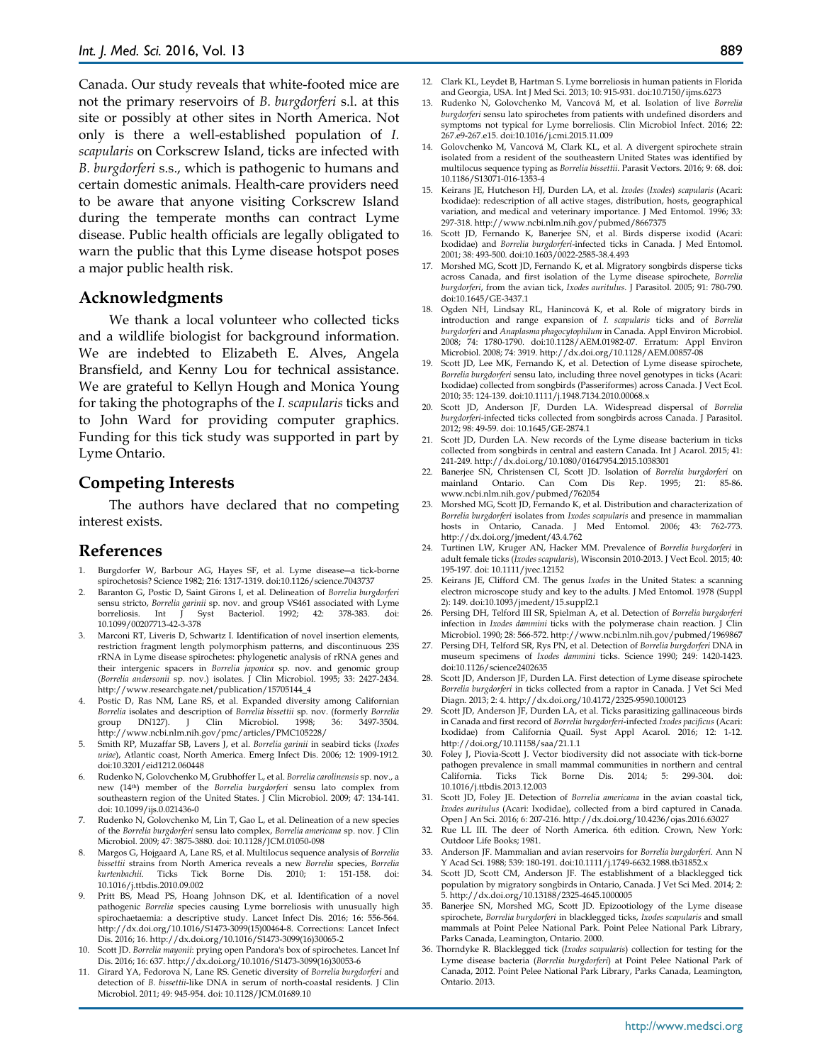Canada. Our study reveals that white-footed mice are not the primary reservoirs of *B. burgdorferi* s.l. at this site or possibly at other sites in North America. Not only is there a well-established population of *I. scapularis* on Corkscrew Island, ticks are infected with *B. burgdorferi* s.s., which is pathogenic to humans and certain domestic animals. Health-care providers need to be aware that anyone visiting Corkscrew Island during the temperate months can contract Lyme disease. Public health officials are legally obligated to warn the public that this Lyme disease hotspot poses a major public health risk.

## Acknowledgments

We thank a local volunteer who collected ticks and a wildlife biologist for background information. We are indebted to Elizabeth E. Alves, Angela Bransfield, and Kenny Lou for technical assistance. We are grateful to Kellyn Hough and Monica Young for taking the photographs of the *I. scapularis* ticks and to John Ward for providing computer graphics. Funding for this tick study was supported in part by Lyme Ontario.

## Competing Interests

The authors have declared that no competing interest exists.

## References

1. Burgdorfer W, Barbour AG, Hayes SF, et al. Lyme disease—a tick-borne spirochetosis? Science 1982; 216: 1317-1319. doi:10.1126/science.7043737
2. Baranton G, Postic D, Saint Girons I, et al. Delineation of *Borrelia burgdorferi* sensu stricto, *Borrelia garinii* sp. nov. and group VS461 associated with Lyme borreliosis. Int J Syst Bacteriol. 1992; 42: 378-383. doi: 10.1099/00207713-42-3-378
3. Marconi RT, Liveris D, Schwartz I. Identification of novel insertion elements, restriction fragment length polymorphism patterns, and discontinuous 23S rRNA in Lyme disease spirochetes: phylogenetic analysis of rRNA genes and their intergenic spacers in *Borrelia japonica* sp. nov. and genomic group (*Borrelia andersonii* sp. nov.) isolates. J Clin Microbiol. 1995; 33: 2427-2434. http://www.researchgate.net/publication/15705144_4
4. Postic D, Ras NM, Lane RS, et al. Expanded diversity among Californian *Borrelia* isolates and description of *Borrelia bissettii* sp. nov. (formerly *Borrelia* group DN127). J Clin Microbiol. 1998; 36: 3497-3504. http://www.ncbi.nlm.nih.gov/pmc/articles/PMC105228/
5. Smith RP, Muzaffar SB, Lavers J, et al. *Borrelia garinii* in seabird ticks (*Ixodes uriae*), Atlantic coast, North America. Emerg Infect Dis. 2006; 12: 1909-1912. doi:10.3201/eid1212.060448
6. Rudenko N, Golovchenko M, Grubhoffer L, et al. *Borrelia carolinensis* sp. nov., a new (14th) member of the *Borrelia burgdorferi* sensu lato complex from southeastern region of the United States. J Clin Microbiol. 2009; 47: 134-141. doi: 10.1099/ijs.0.021436-0
7. Rudenko N, Golovchenko M, Lin T, Gao L, et al. Delineation of a new species of the *Borrelia burgdorferi* sensu lato complex, *Borrelia americana* sp. nov. J Clin Microbiol. 2009; 47: 3875-3880. doi: 10.1128/JCM.01050-098
8. Margos G, Hojgaard A, Lane RS, et al. Multilocus sequence analysis of *Borrelia bissettii* strains from North America reveals a new *Borrelia* species, *Borrelia kurtenbachii*. Ticks Tick Borne Dis. 2010; 1: 151-158. doi: 10.1016/j.ttbdis.2010.09.002
9. Pritt BS, Mead PS, Hoang Johnson DK, et al. Identification of a novel pathogenic *Borrelia* species causing Lyme borreliosis with unusually high spirochaetaemia: a descriptive study. Lancet Infect Dis. 2016; 16: 556-564. http://dx.doi.org/10.1016/S1473-3099(15)00464-8. Corrections: Lancet Infect Dis. 2016; 16. http://dx.doi.org/10.1016/S1473-3099(16)30065-2
10. Scott JD. *Borrelia mayonii*: prying open Pandora's box of spirochetes. Lancet Inf Dis. 2016; 16: 637. http://dx.doi.org/10.1016/S1473-3099(16)30053-6
11. Girard YA, Fedorova N, Lane RS. Genetic diversity of *Borrelia burgdorferi* and detection of *B. bissettii*-like DNA in serum of north-coastal residents. J Clin Microbiol. 2011; 49: 945-954. doi: 10.1128/JCM.01689.10
12. Clark KL, Leydet B, Hartman S. Lyme borreliosis in human patients in Florida and Georgia, USA. Int J Med Sci. 2013; 10: 915-931. doi:10.7150/ijms.6273
13. Rudenko N, Golovchenko M, Vancová M, et al. Isolation of live *Borrelia burgdorferi* sensu lato spirochetes from patients with undefined disorders and symptoms not typical for Lyme borreliosis. Clin Microbiol Infect. 2016; 22: 267.e9-267.e15. doi:10.1016/j.cmi.2015.11.009
14. Golovchenko M, Vancová M, Clark KL, et al. A divergent spirochete strain isolated from a resident of the southeastern United States was identified by multilocus sequence typing as *Borrelia bissettii*. Parasit Vectors. 2016; 9: 68. doi: 10.1186/S13071-016-1353-4
15. Keirans JE, Hutcheson HJ, Durden LA, et al. *Ixodes* (*Ixodes*) *scapularis* (Acari: Ixodidae): redescription of all active stages, distribution, hosts, geographical variation, and medical and veterinary importance. J Med Entomol. 1996; 33: 297-318. http://www.ncbi.nlm.nih.gov/pubmed/8667375
16. Scott JD, Fernando K, Banerjee SN, et al. Birds disperse ixodid (Acari: Ixodidae) and *Borrelia burgdorferi*-infected ticks in Canada. J Med Entomol. 2001; 38: 493-500. doi:10.1603/0022-2585-38.4.493
17. Morshed MG, Scott JD, Fernando K, et al. Migratory songbirds disperse ticks across Canada, and first isolation of the Lyme disease spirochete, *Borrelia burgdorferi*, from the avian tick, *Ixodes auritulus*. J Parasitol. 2005; 91: 780-790. doi:10.1645/GE-3437.1
18. Ogden NH, Lindsay RL, Hanincová K, et al. Role of migratory birds in introduction and range expansion of *I. scapularis* ticks and of *Borrelia burgdorferi* and *Anaplasma phagocytophilum* in Canada. Appl Environ Microbiol. 2008; 74: 1780-1790. doi:10.1128/AEM.01982-07. Erratum: Appl Environ Microbiol. 2008; 74: 3919. http://dx.doi.org/10.1128/AEM.00857-08
19. Scott JD, Lee MK, Fernando K, et al. Detection of Lyme disease spirochete, *Borrelia burgdorferi* sensu lato, including three novel genotypes in ticks (Acari: Ixodidae) collected from songbirds (Passeriformes) across Canada. J Vect Ecol. 2010; 35: 124-139. doi:10.1111/j.1948.7134.2010.00068.x
20. Scott JD, Anderson JF, Durden LA. Widespread dispersal of *Borrelia burgdorferi*-infected ticks collected from songbirds across Canada. J Parasitol. 2012; 98: 49-59. doi: 10.1645/GE-2874.1
21. Scott JD, Durden LA. New records of the Lyme disease bacterium in ticks collected from songbirds in central and eastern Canada. Int J Acarol. 2015; 41: 241-249. http://dx.doi.org/10.1080/01647954.2015.1038301
22. Banerjee SN, Christensen CI, Scott JD. Isolation of *Borrelia burgdorferi* on mainland Ontario. Can Com Dis Rep. 1995; 21: 85-86. www.ncbi.nlm.nih.gov/pubmed/762054
23. Morshed MG, Scott JD, Fernando K, et al. Distribution and characterization of *Borrelia burgdorferi* isolates from *Ixodes scapularis* and presence in mammalian hosts in Ontario, Canada. J Med Entomol. 2006; 43: 762-773. http://dx.doi.org/jmedent/43.4.762
24. Turtinen LW, Kruger AN, Hacker MM. Prevalence of *Borrelia burgdorferi* in adult female ticks (*Ixodes scapularis*), Wisconsin 2010-2013. J Vect Ecol. 2015; 40: 195-197. doi: 10.1111/jvec.12152
25. Keirans JE, Clifford CM. The genus *Ixodes* in the United States: a scanning electron microscope study and key to the adults. J Med Entomol. 1978 (Suppl 2): 149. doi:10.1093/jmedent/15.suppl2.1
26. Persing DH, Telford III SR, Spielman A, et al. Detection of *Borrelia burgdorferi* infection in *Ixodes dammini* ticks with the polymerase chain reaction. J Clin Microbiol. 1990; 28: 566-572. http://www.ncbi.nlm.nih.gov/pubmed/1969867
27. Persing DH, Telford SR, Rys PN, et al. Detection of *Borrelia burgdorferi* DNA in museum specimens of *Ixodes dammini* ticks. Science 1990; 249: 1420-1423. doi:10.1126/science2402635
28. Scott JD, Anderson JF, Durden LA. First detection of Lyme disease spirochete *Borrelia burgdorferi* in ticks collected from a raptor in Canada. J Vet Sci Med Diagn. 2013; 2: 4. http://dx.doi.org/10.4172/2325-9590.1000123
29. Scott JD, Anderson JF, Durden LA, et al. Ticks parasitizing gallinaceous birds in Canada and first record of *Borrelia burgdorferi*-infected *Ixodes pacificus* (Acari: Ixodidae) from California Quail. Syst Appl Acarol. 2016; 12: 1-12. http://doi.org/10.11158/saa/21.1.1
30. Foley J, Piovia-Scott J. Vector biodiversity did not associate with tick-borne pathogen prevalence in small mammal communities in northern and central California. Ticks Tick Borne Dis. 2014; 5: 299-304. doi: 10.1016/j.ttbdis.2013.12.003
31. Scott JD, Foley JE. Detection of *Borrelia americana* in the avian coastal tick, *Ixodes auritulus* (Acari: Ixodidae), collected from a bird captured in Canada. Open J An Sci. 2016; 6: 207-216. http://dx.doi.org/10.4236/ojas.2016.63027
32. Rue LL III. The deer of North America. 6th edition. Crown, New York: Outdoor Life Books; 1981.
33. Anderson JF. Mammalian and avian reservoirs for *Borrelia burgdorferi*. Ann N Y Acad Sci. 1988; 539: 180-191. doi:10.1111/j.1749-6632.1988.tb31852.x
34. Scott JD, Scott CM, Anderson JF. The establishment of a blacklegged tick population by migratory songbirds in Ontario, Canada. J Vet Sci Med. 2014; 2: 5. http://dx.doi.org/10.13188/2325-4645.1000005
35. Banerjee SN, Morshed MG, Scott JD. Epizootiology of the Lyme disease spirochete, *Borrelia burgdorferi* in blacklegged ticks, *Ixodes scapularis* and small mammals at Point Pelee National Park. Point Pelee National Park Library, Parks Canada, Leamington, Ontario. 2000.
36. Thorndyke R. Blacklegged tick (*Ixodes scapularis*) collection for testing for the Lyme disease bacteria (*Borrelia burgdorferi*) at Point Pelee National Park of Canada, 2012. Point Pelee National Park Library, Parks Canada, Leamington, Ontario. 2013.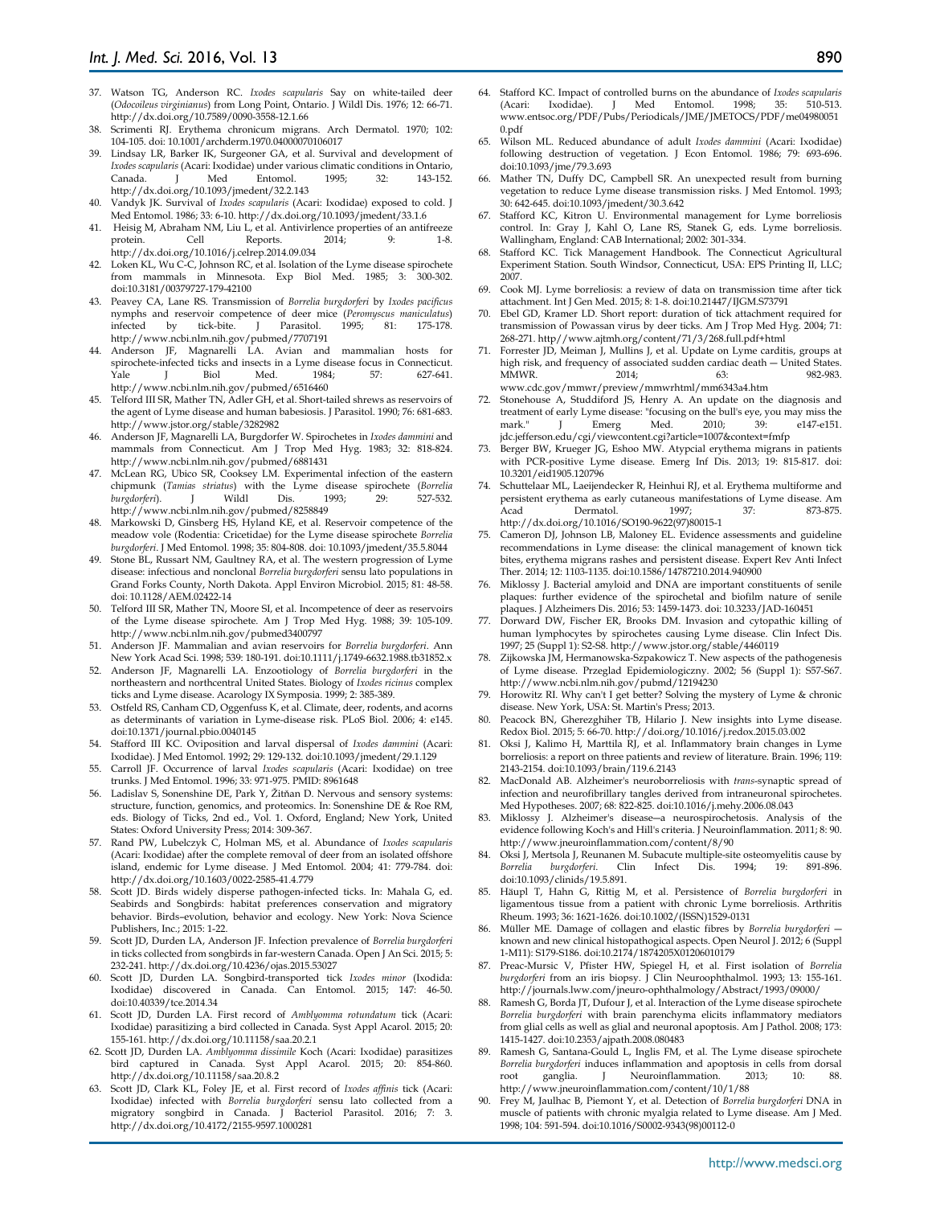37. Watson TG, Anderson RC. *Ixodes scapularis* Say on white-tailed deer (*Odocoileus virginianus*) from Long Point, Ontario. J Wildl Dis. 1976; 12: 66-71. http://dx.doi.org/10.7589/0090-3558-12.1.66
38. Scrimenti RJ. Erythema chronicum migrans. Arch Dermatol. 1970; 102: 104-105. doi: 10.1001/archderm.1970.04000070106017
39. Lindsay LR, Barker IK, Surgeoner GA, et al. Survival and development of *Ixodes scapularis* (Acari: Ixodidae) under various climatic conditions in Ontario, Canada. J Med Entomol. 1995; 32: 143-152. http://dx.doi.org/10.1093/jmedent/32.2.143
40. Vandyk JK. Survival of *Ixodes scapularis* (Acari: Ixodidae) exposed to cold. J Med Entomol. 1986; 33: 6-10. http://dx.doi.org/10.1093/jmedent/33.1.6
41. Heisig M, Abraham NM, Liu L, et al. Antivirlence properties of an antifreeze protein. Cell Reports. 2014; 9: 1-8. http://dx.doi.org/10.1016/j.celrep.2014.09.034
42. Loken KL, Wu C-C, Johnson RC, et al. Isolation of the Lyme disease spirochete from mammals in Minnesota. Exp Biol Med. 1985; 3: 300-302. doi:10.3181/00379727-179-42100
43. Peavey CA, Lane RS. Transmission of *Borrelia burgdorferi* by *Ixodes pacificus* nymphs and reservoir competence of deer mice (*Peromyscus maniculatus*) infected by tick-bite. J Parasitol. 1995; 81: 175-178. http://www.ncbi.nlm.nih.gov/pubmed/7707191
44. Anderson JF, Magnarelli LA. Avian and mammalian hosts for spirochete-infected ticks and insects in a Lyme disease focus in Connecticut. Yale J Biol Med. 1984; 57: 627-641. http://www.ncbi.nlm.nih.gov/pubmed/6516460
45. Telford III SR, Mather TN, Adler GH, et al. Short-tailed shrews as reservoirs of the agent of Lyme disease and human babesiosis. J Parasitol. 1990; 76: 681-683. http://www.jstor.org/stable/3282982
46. Anderson JF, Magnarelli LA, Burgdorfer W. Spirochetes in *Ixodes dammini* and mammals from Connecticut. Am J Trop Med Hyg. 1983; 32: 818-824. http://www.ncbi.nlm.nih.gov/pubmed/6881431
47. McLean RG, Ubico SR, Cooksey LM. Experimental infection of the eastern chipmunk (*Tamias striatus*) with the Lyme disease spirochete (*Borrelia burgdorferi*). J Wildl Dis. 1993; 29: 527-532. http://www.ncbi.nlm.nih.gov/pubmed/8258849
48. Markowski D, Ginsberg HS, Hyland KE, et al. Reservoir competence of the meadow vole (Rodentia: Cricetidae) for the Lyme disease spirochete *Borrelia burgdorferi*. J Med Entomol. 1998; 35: 804-808. doi: 10.1093/jmedent/35.5.8044
49. Stone BL, Russart NM, Gaultney RA, et al. The western progression of Lyme disease: infectious and nonclonal *Borrelia burgdorferi* sensu lato populations in Grand Forks County, North Dakota. Appl Environ Microbiol. 2015; 81: 48-58. doi: 10.1128/AEM.02422-14
50. Telford III SR, Mather TN, Moore SI, et al. Incompetence of deer as reservoirs of the Lyme disease spirochete. Am J Trop Med Hyg. 1988; 39: 105-109. http://www.ncbi.nlm.nih.gov/pubmed3400797
51. Anderson JF. Mammalian and avian reservoirs for *Borrelia burgdorferi*. Ann New York Acad Sci. 1998; 539: 180-191. doi:10.1111/j.1749-6632.1988.tb31852.x
52. Anderson JF, Magnarelli LA. Enzootiology of *Borrelia burgdorferi* in the northeastern and northcentral United States. Biology of *Ixodes ricinus* complex ticks and Lyme disease. Acarology IX Symposia. 1999; 2: 385-389.
53. Ostfeld RS, Canham CD, Oggenfuss K, et al. Climate, deer, rodents, and acorns as determinants of variation in Lyme-disease risk. PLoS Biol. 2006; 4: e145. doi:10.1371/journal.pbio.0040145
54. Stafford III KC. Oviposition and larval dispersal of *Ixodes dammini* (Acari: Ixodidae). J Med Entomol. 1992; 29: 129-132. doi:10.1093/jmedent/29.1.129
55. Carroll JF. Occurrence of larval *Ixodes scapularis* (Acari: Ixodidae) on tree trunks. J Med Entomol. 1996; 33: 971-975. PMID: 8961648
56. Ladislav S, Sonenshine DE, Park Y, Žitňan D. Nervous and sensory systems: structure, function, genomics, and proteomics. In: Sonenshine DE & Roe RM, eds. Biology of Ticks, 2nd ed., Vol. 1. Oxford, England; New York, United States: Oxford University Press; 2014: 309-367.
57. Rand PW, Lubelczyk C, Holman MS, et al. Abundance of *Ixodes scapularis* (Acari: Ixodidae) after the complete removal of deer from an isolated offshore island, endemic for Lyme disease. J Med Entomol. 2004; 41: 779-784. doi: http://dx.doi.org/10.1603/0022-2585-41.4.779
58. Scott JD. Birds widely disperse pathogen-infected ticks. In: Mahala G, ed. Seabirds and Songbirds: habitat preferences conservation and migratory behavior. Birds–evolution, behavior and ecology. New York: Nova Science Publishers, Inc.; 2015: 1-22.
59. Scott JD, Durden LA, Anderson JF. Infection prevalence of *Borrelia burgdorferi* in ticks collected from songbirds in far-western Canada. Open J An Sci. 2015; 5: 232-241. http://dx.doi.org/10.4236/ojas.2015.53027
60. Scott JD, Durden LA. Songbird-transported tick *Ixodes minor* (Ixodida: Ixodidae) discovered in Canada. Can Entomol. 2015; 147: 46-50. doi:10.40339/tce.2014.34
61. Scott JD, Durden LA. First record of *Amblyomma rotundatum* tick (Acari: Ixodidae) parasitizing a bird collected in Canada. Syst Appl Acarol. 2015; 20: 155-161. http://dx.doi.org/10.11158/saa.20.2.1
62. Scott JD, Durden LA. *Amblyomma dissimile* Koch (Acari: Ixodidae) parasitizes bird captured in Canada. Syst Appl Acarol. 2015; 20: 854-860. http://dx.doi.org/10.11158/saa.20.8.2
63. Scott JD, Clark KL, Foley JE, et al. First record of *Ixodes affinis* tick (Acari: Ixodidae) infected with *Borrelia burgdorferi* sensu lato collected from a migratory songbird in Canada. J Bacteriol Parasitol. 2016; 7: 3. http://dx.doi.org/10.4172/2155-9597.1000281
64. Stafford KC. Impact of controlled burns on the abundance of *Ixodes scapularis* (Acari: Ixodidae). J Med Entomol. 1998; 35: 510-513. www.entsoc.org/PDF/Pubs/Periodicals/JME/JMETOCS/PDF/me04980051 0.pdf
65. Wilson ML. Reduced abundance of adult *Ixodes dammini* (Acari: Ixodidae) following destruction of vegetation. J Econ Entomol. 1986; 79: 693-696. doi:10.1093/jme/79.3.693
66. Mather TN, Duffy DC, Campbell SR. An unexpected result from burning vegetation to reduce Lyme disease transmission risks. J Med Entomol. 1993; 30: 642-645. doi:10.1093/jmedent/30.3.642
67. Stafford KC, Kitron U. Environmental management for Lyme borreliosis control. In: Gray J, Kahl O, Lane RS, Stanek G, eds. Lyme borreliosis. Wallingham, England: CAB International; 2002: 301-334.
68. Stafford KC. Tick Management Handbook. The Connecticut Agricultural Experiment Station. South Windsor, Connecticut, USA: EPS Printing II, LLC; 2007.
69. Cook MJ. Lyme borreliosis: a review of data on transmission time after tick attachment. Int J Gen Med. 2015; 8: 1-8. doi:10.21447/IJGM.S73791
70. Ebel GD, Kramer LD. Short report: duration of tick attachment required for transmission of Powassan virus by deer ticks. Am J Trop Med Hyg. 2004; 71: 268-271. http//www.ajtmh.org/content/71/3/268.full.pdf+html
71. Forrester JD, Meiman J, Mullins J, et al. Update on Lyme carditis, groups at high risk, and frequency of associated sudden cardiac death — United States. MMWR. 2014; 63: 982-983. www.cdc.gov/mmwr/preview/mmwrhtml/mm6343a4.htm
72. Stonehouse A, Studdiford JS, Henry A. An update on the diagnosis and treatment of early Lyme disease: "focusing on the bull's eye, you may miss the mark." J Emerg Med. 2010; 39: e147-e151. jdc.jefferson.edu/cgi/viewcontent.cgi?article=1007&context=fmfp
73. Berger BW, Krueger JG, Eshoo MW. Atypcial erythema migrans in patients with PCR-positive Lyme disease. Emerg Inf Dis. 2013; 19: 815-817. doi: 10.3201/eid1905.120796
74. Schuttelaar ML, Laeijendecker R, Heinhui RJ, et al. Erythema multiforme and persistent erythema as early cutaneous manifestations of Lyme disease. Am Acad Dermatol. 1997; 37: 873-875. http://dx.doi.org/10.1016/SO190-9622(97)80015-1
75. Cameron DJ, Johnson LB, Maloney EL. Evidence assessments and guideline recommendations in Lyme disease: the clinical management of known tick bites, erythema migrans rashes and persistent disease. Expert Rev Anti Infect Ther. 2014; 12: 1103-1135. doi:10.1586/14787210.2014.940900
76. Miklossy J. Bacterial amyloid and DNA are important constituents of senile plaques: further evidence of the spirochetal and biofilm nature of senile plaques. J Alzheimers Dis. 2016; 53: 1459-1473. doi: 10.3233/JAD-160451
77. Dorward DW, Fischer ER, Brooks DM. Invasion and cytopathic killing of human lymphocytes by spirochetes causing Lyme disease. Clin Infect Dis. 1997; 25 (Suppl 1): S2-S8. http://www.jstor.org/stable/4460119
78. Zijkowska JM, Hermanowska-Szpakowicz T. New aspects of the pathogenesis of Lyme disease. Przeglad Epidemiologiczny. 2002; 56 (Suppl 1): S57-S67. http://www.ncbi.nlm.nih.gov/pubmd/12194230
79. Horowitz RI. Why can't I get better? Solving the mystery of Lyme & chronic disease. New York, USA: St. Martin's Press; 2013.
80. Peacock BN, Gherezghiher TB, Hilario J. New insights into Lyme disease. Redox Biol. 2015; 5: 66-70. http://doi.org/10.1016/j.redox.2015.03.002
81. Oksi J, Kalimo H, Marttila RJ, et al. Inflammatory brain changes in Lyme borreliosis: a report on three patients and review of literature. Brain. 1996; 119: 2143-2154. doi:10.1093/brain/119.6.2143
82. MacDonald AB. Alzheimer's neuroborreliosis with *trans*-synaptic spread of infection and neurofibrillary tangles derived from intraneuronal spirochetes. Med Hypotheses. 2007; 68: 822-825. doi:10.1016/j.mehy.2006.08.043
83. Miklossy J. Alzheimer's disease—a neurospirochetosis. Analysis of the evidence following Koch's and Hill's criteria. J Neuroinflammation. 2011; 8: 90. http://www.jneuroinflammation.com/content/8/90
84. Oksi J, Mertsola J, Reunanen M. Subacute multiple-site osteomyelitis cause by *Borrelia burgdorferi*. Clin Infect Dis. 1994; 19: 891-896. doi:10.1093/clinids/19.5.891.
85. Häupl T, Hahn G, Rittig M, et al. Persistence of *Borrelia burgdorferi* in ligamentous tissue from a patient with chronic Lyme borreliosis. Arthritis Rheum. 1993; 36: 1621-1626. doi:10.1002/(ISSN)1529-0131
86. Müller ME. Damage of collagen and elastic fibres by *Borrelia burgdorferi* — known and new clinical histopathological aspects. Open Neurol J. 2012; 6 (Suppl 1-M11): S179-S186. doi:10.2174/1874205X01206010179
87. Preac-Mursic V, Pfister HW, Spiegel H, et al. First isolation of *Borrelia burgdorferi* from an iris biopsy. J Clin Neuroophthalmol. 1993; 13: 155-161. http://journals.lww.com/jneuro-ophthalmology/Abstract/1993/09000/
88. Ramesh G, Borda JT, Dufour J, et al. Interaction of the Lyme disease spirochete *Borrelia burgdorferi* with brain parenchyma elicits inflammatory mediators from glial cells as well as glial and neuronal apoptosis. Am J Pathol. 2008; 173: 1415-1427. doi:10.2353/ajpath.2008.080483
89. Ramesh G, Santana-Gould L, Inglis FM, et al. The Lyme disease spirochete *Borrelia burgdorferi* induces inflammation and apoptosis in cells from dorsal root ganglia. J Neuroinflammation. 2013; 10: 88. http://www.jneuroinflammation.com/content/10/1/88
90. Frey M, Jaulhac B, Piemont Y, et al. Detection of *Borrelia burgdorferi* DNA in muscle of patients with chronic myalgia related to Lyme disease. Am J Med. 1998; 104: 591-594. doi:10.1016/S0002-9343(98)00112-0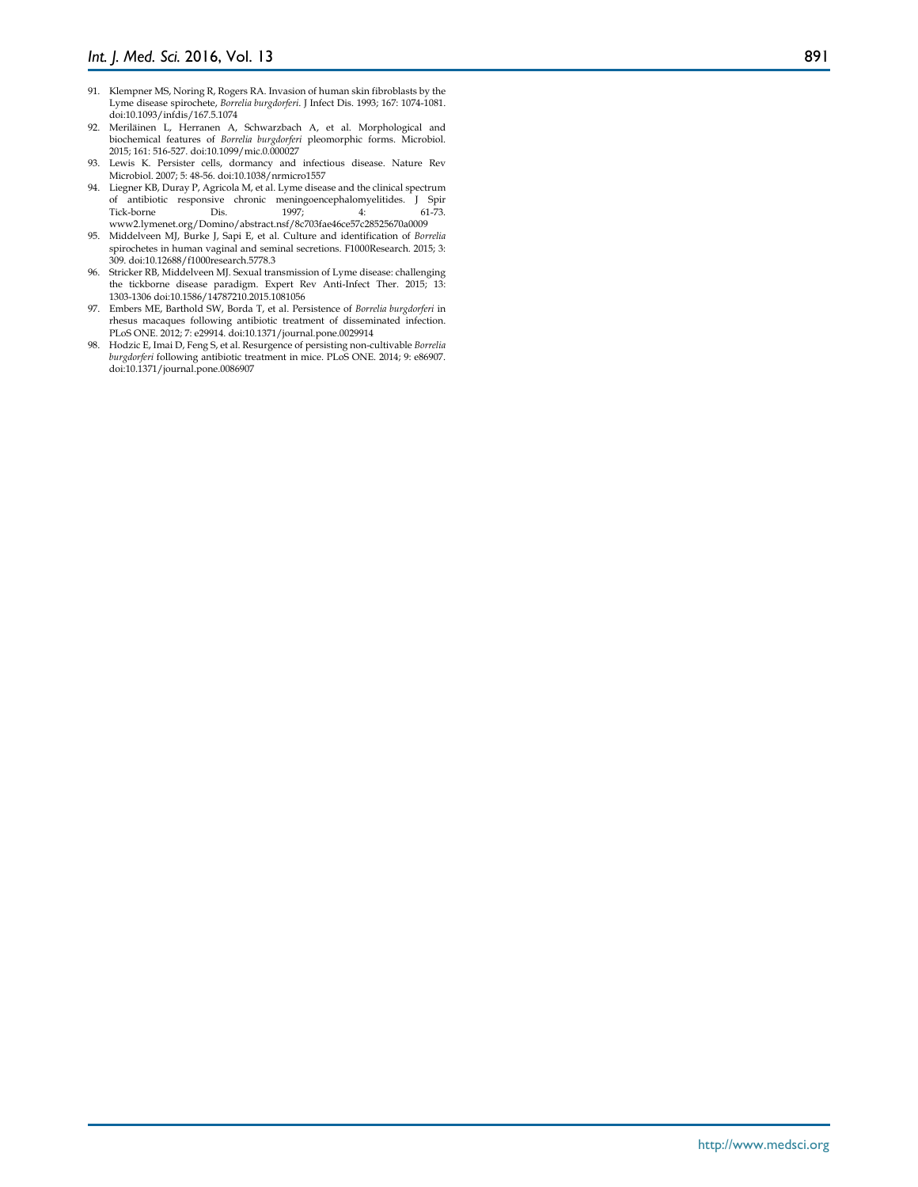91. Klempner MS, Noring R, Rogers RA. Invasion of human skin fibroblasts by the Lyme disease spirochete, *Borrelia burgdorferi*. J Infect Dis. 1993; 167: 1074-1081. doi:10.1093/infdis/167.5.1074
92. Meriläinen L, Herranen A, Schwarzbach A, et al. Morphological and biochemical features of *Borrelia burgdorferi* pleomorphic forms. Microbiol. 2015; 161: 516-527. doi:10.1099/mic.0.000027
93. Lewis K. Persister cells, dormancy and infectious disease. Nature Rev Microbiol. 2007; 5: 48-56. doi:10.1038/nrmicro1557
94. Liegner KB, Duray P, Agricola M, et al. Lyme disease and the clinical spectrum of antibiotic responsive chronic meningoencephalomyelitides. J Spir Tick-borne Dis. 1997; 4: 61-73. www2.lymenet.org/Domino/abstract.nsf/8c703fae46ce57c28525670a0009
95. Middelveen MJ, Burke J, Sapi E, et al. Culture and identification of *Borrelia* spirochetes in human vaginal and seminal secretions. F1000Research. 2015; 3: 309. doi:10.12688/f1000research.5778.3
96. Stricker RB, Middelveen MJ. Sexual transmission of Lyme disease: challenging the tickborne disease paradigm. Expert Rev Anti-Infect Ther. 2015; 13: 1303-1306 doi:10.1586/14787210.2015.1081056
97. Embers ME, Barthold SW, Borda T, et al. Persistence of *Borrelia burgdorferi* in rhesus macaques following antibiotic treatment of disseminated infection. PLoS ONE. 2012; 7: e29914. doi:10.1371/journal.pone.0029914
98. Hodzic E, Imai D, Feng S, et al. Resurgence of persisting non-cultivable *Borrelia burgdorferi* following antibiotic treatment in mice. PLoS ONE. 2014; 9: e86907. doi:10.1371/journal.pone.0086907